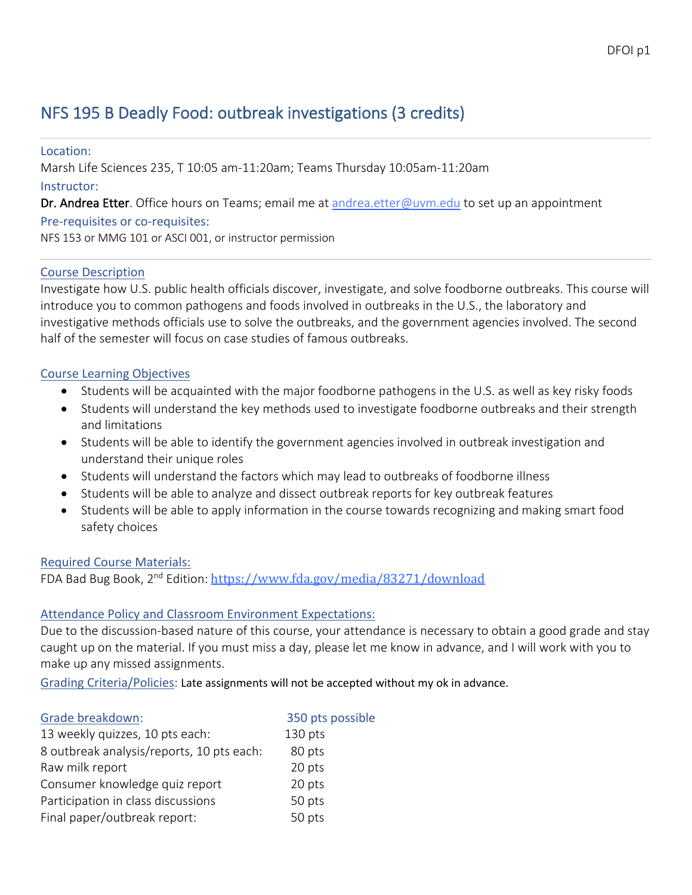# NFS 195 B Deadly Food: outbreak investigations (3 credits)

**Location:**
Marsh Life Sciences 235, T 10:05 am-11:20am; Teams Thursday 10:05am-11:20am

**Instructor:**
**Dr. Andrea Etter**. Office hours on Teams; email me at andrea.etter@uvm.edu to set up an appointment

**Pre-requisites or co-requisites:**
NFS 153 or MMG 101 or ASCI 001, or instructor permission

## Course Description

Investigate how U.S. public health officials discover, investigate, and solve foodborne outbreaks. This course will introduce you to common pathogens and foods involved in outbreaks in the U.S., the laboratory and investigative methods officials use to solve the outbreaks, and the government agencies involved. The second half of the semester will focus on case studies of famous outbreaks.

## Course Learning Objectives

- Students will be acquainted with the major foodborne pathogens in the U.S. as well as key risky foods
- Students will understand the key methods used to investigate foodborne outbreaks and their strength and limitations
- Students will be able to identify the government agencies involved in outbreak investigation and understand their unique roles
- Students will understand the factors which may lead to outbreaks of foodborne illness
- Students will be able to analyze and dissect outbreak reports for key outbreak features
- Students will be able to apply information in the course towards recognizing and making smart food safety choices

## Required Course Materials:

FDA Bad Bug Book, 2nd Edition: https://www.fda.gov/media/83271/download

## Attendance Policy and Classroom Environment Expectations:

Due to the discussion-based nature of this course, your attendance is necessary to obtain a good grade and stay caught up on the material. If you must miss a day, please let me know in advance, and I will work with you to make up any missed assignments.

**Grading Criteria/Policies:** Late assignments will not be accepted without my ok in advance.

| Grade breakdown: | 350 pts possible |
|---|---|
| 13 weekly quizzes, 10 pts each: | 130 pts |
| 8 outbreak analysis/reports, 10 pts each: | 80 pts |
| Raw milk report | 20 pts |
| Consumer knowledge quiz report | 20 pts |
| Participation in class discussions | 50 pts |
| Final paper/outbreak report: | 50 pts |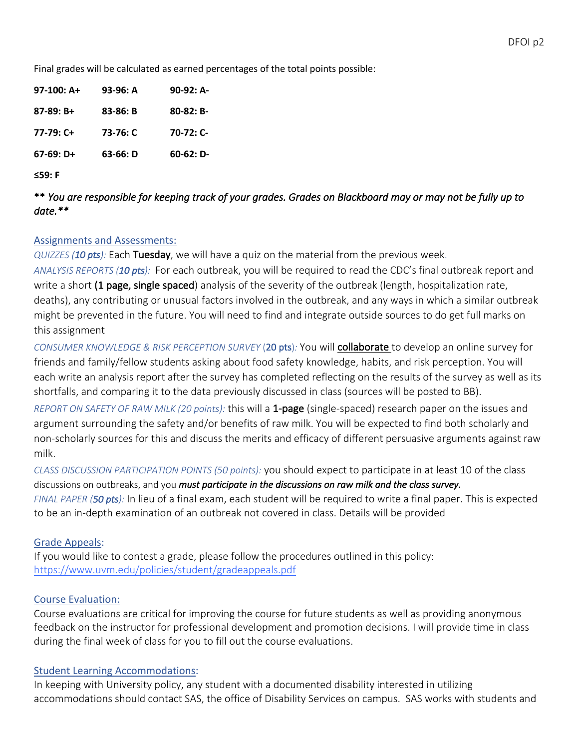Final grades will be calculated as earned percentages of the total points possible:

| | | |
|---|---|---|
| **97-100: A+** | **93-96: A** | **90-92: A-** |
| **87-89: B+** | **83-86: B** | **80-82: B-** |
| **77-79: C+** | **73-76: C** | **70-72: C-** |
| **67-69: D+** | **63-66: D** | **60-62: D-** |
| **≤59: F** | | |

***\*\* You are responsible for keeping track of your grades. Grades on Blackboard may or may not be fully up to date.\*\****

## Assignments and Assessments:

*QUIZZES (**10 pts**):* Each **Tuesday**, we will have a quiz on the material from the previous week.

*ANALYSIS REPORTS (**10 pts**):* For each outbreak, you will be required to read the CDC's final outbreak report and write a short **(1 page, single spaced)** analysis of the severity of the outbreak (length, hospitalization rate, deaths), any contributing or unusual factors involved in the outbreak, and any ways in which a similar outbreak might be prevented in the future. You will need to find and integrate outside sources to do get full marks on this assignment

*CONSUMER KNOWLEDGE & RISK PERCEPTION SURVEY* (**20 pts**)*:* You will collaborate to develop an online survey for friends and family/fellow students asking about food safety knowledge, habits, and risk perception. You will each write an analysis report after the survey has completed reflecting on the results of the survey as well as its shortfalls, and comparing it to the data previously discussed in class (sources will be posted to BB).

*REPORT ON SAFETY OF RAW MILK (20 points):* this will a **1-page** (single-spaced) research paper on the issues and argument surrounding the safety and/or benefits of raw milk. You will be expected to find both scholarly and non-scholarly sources for this and discuss the merits and efficacy of different persuasive arguments against raw milk.

*CLASS DISCUSSION PARTICIPATION POINTS (50 points):* you should expect to participate in at least 10 of the class discussions on outbreaks, and you ***must participate in the discussions on raw milk and the class survey.***

*FINAL PAPER (**50 pts**):* In lieu of a final exam, each student will be required to write a final paper. This is expected to be an in-depth examination of an outbreak not covered in class. Details will be provided

## Grade Appeals:

If you would like to contest a grade, please follow the procedures outlined in this policy: https://www.uvm.edu/policies/student/gradeappeals.pdf

## Course Evaluation:

Course evaluations are critical for improving the course for future students as well as providing anonymous feedback on the instructor for professional development and promotion decisions. I will provide time in class during the final week of class for you to fill out the course evaluations.

## Student Learning Accommodations:

In keeping with University policy, any student with a documented disability interested in utilizing accommodations should contact SAS, the office of Disability Services on campus. SAS works with students and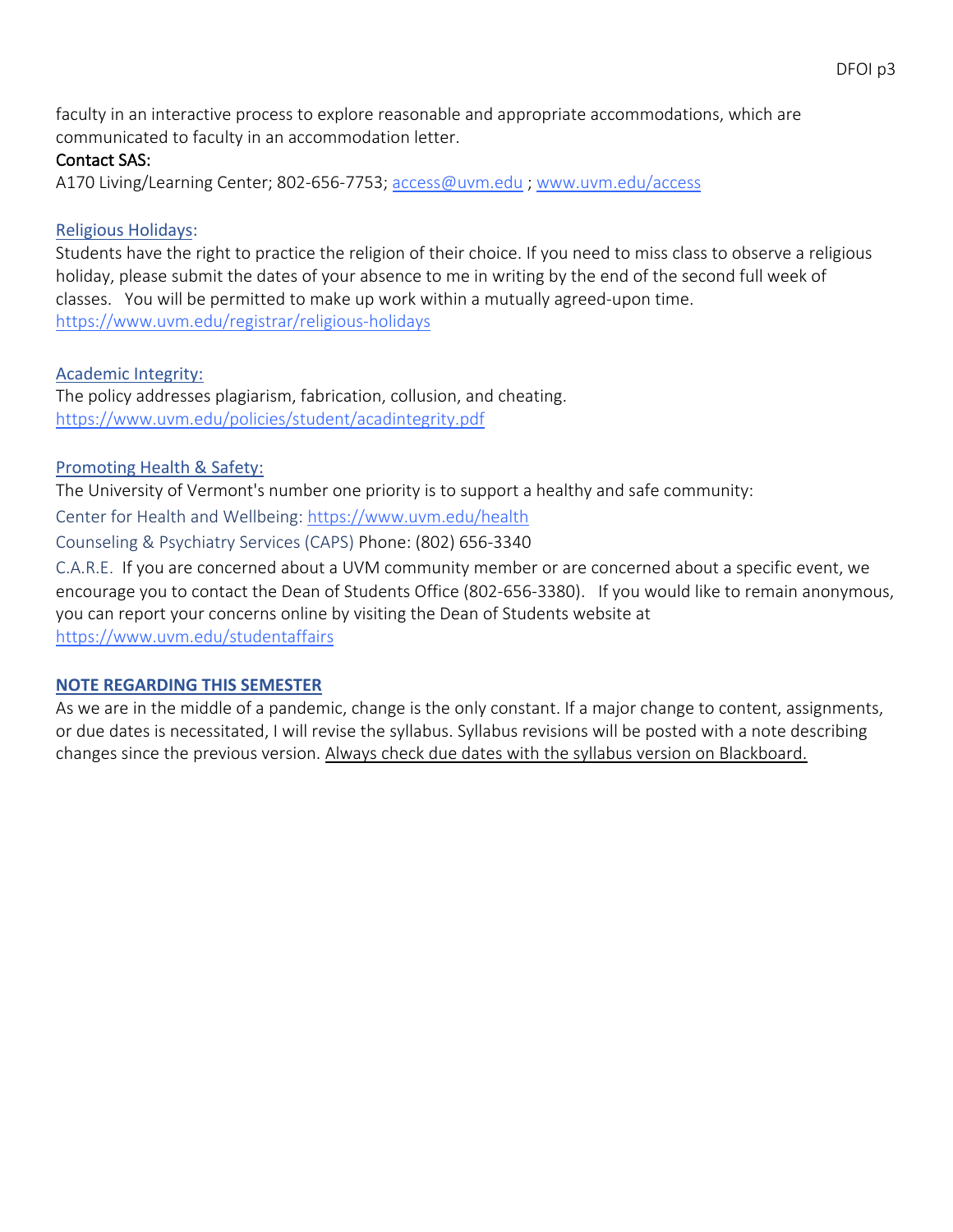faculty in an interactive process to explore reasonable and appropriate accommodations, which are communicated to faculty in an accommodation letter.

Contact SAS:

A170 Living/Learning Center; 802-656-7753; [access@uvm.edu](mailto:access@uvm.edu) ; [www.uvm.edu/access](http://www.uvm.edu/access)

### Religious Holidays:

Students have the right to practice the religion of their choice. If you need to miss class to observe a religious holiday, please submit the dates of your absence to me in writing by the end of the second full week of classes. You will be permitted to make up work within a mutually agreed-upon time.
https://www.uvm.edu/registrar/religious-holidays

### Academic Integrity:

The policy addresses plagiarism, fabrication, collusion, and cheating.
https://www.uvm.edu/policies/student/acadintegrity.pdf

### Promoting Health & Safety:

The University of Vermont's number one priority is to support a healthy and safe community:

Center for Health and Wellbeing: https://www.uvm.edu/health

Counseling & Psychiatry Services (CAPS) Phone: (802) 656-3340

C.A.R.E. If you are concerned about a UVM community member or are concerned about a specific event, we encourage you to contact the Dean of Students Office (802-656-3380). If you would like to remain anonymous, you can report your concerns online by visiting the Dean of Students website at https://www.uvm.edu/studentaffairs

### NOTE REGARDING THIS SEMESTER

As we are in the middle of a pandemic, change is the only constant. If a major change to content, assignments, or due dates is necessitated, I will revise the syllabus. Syllabus revisions will be posted with a note describing changes since the previous version. Always check due dates with the syllabus version on Blackboard.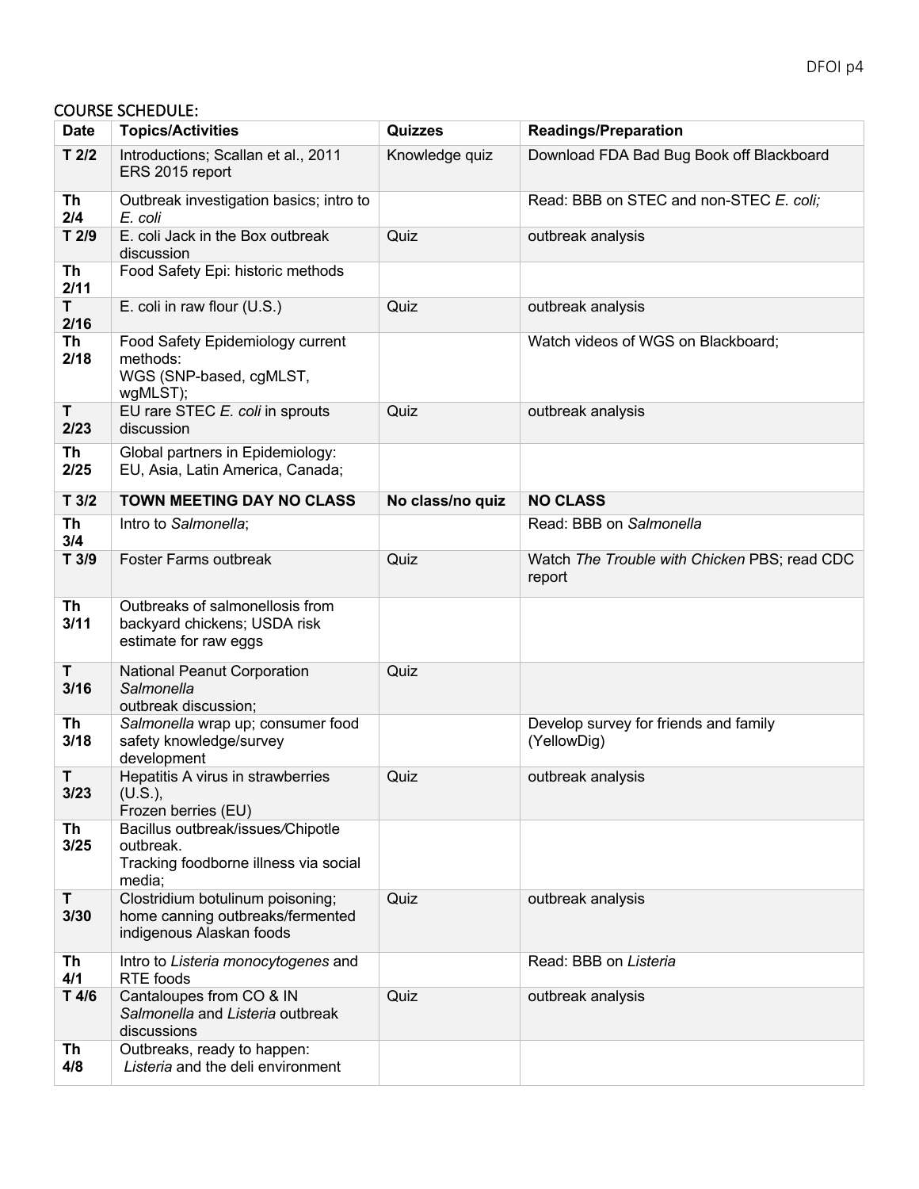## COURSE SCHEDULE:

| Date | Topics/Activities | Quizzes | Readings/Preparation |
|---|---|---|---|
| **T 2/2** | Introductions; Scallan et al., 2011 ERS 2015 report | Knowledge quiz | Download FDA Bad Bug Book off Blackboard |
| **Th 2/4** | Outbreak investigation basics; intro to *E. coli* | | Read: BBB on STEC and non-STEC *E. coli;* |
| **T 2/9** | E. coli Jack in the Box outbreak discussion | Quiz | outbreak analysis |
| **Th 2/11** | Food Safety Epi: historic methods | | |
| **T 2/16** | E. coli in raw flour (U.S.) | Quiz | outbreak analysis |
| **Th 2/18** | Food Safety Epidemiology current methods: WGS (SNP-based, cgMLST, wgMLST); | | Watch videos of WGS on Blackboard; |
| **T 2/23** | EU rare STEC *E. coli* in sprouts discussion | Quiz | outbreak analysis |
| **Th 2/25** | Global partners in Epidemiology: EU, Asia, Latin America, Canada; | | |
| **T 3/2** | **TOWN MEETING DAY NO CLASS** | **No class/no quiz** | **NO CLASS** |
| **Th 3/4** | Intro to *Salmonella*; | | Read: BBB on *Salmonella* |
| **T 3/9** | Foster Farms outbreak | Quiz | Watch *The Trouble with Chicken* PBS; read CDC report |
| **Th 3/11** | Outbreaks of salmonellosis from backyard chickens; USDA risk estimate for raw eggs | | |
| **T 3/16** | National Peanut Corporation *Salmonella* outbreak discussion; | Quiz | |
| **Th 3/18** | *Salmonella* wrap up; consumer food safety knowledge/survey development | | Develop survey for friends and family (YellowDig) |
| **T 3/23** | Hepatitis A virus in strawberries (U.S.), Frozen berries (EU) | Quiz | outbreak analysis |
| **Th 3/25** | Bacillus outbreak/issues/Chipotle outbreak. Tracking foodborne illness via social media; | | |
| **T 3/30** | Clostridium botulinum poisoning; home canning outbreaks/fermented indigenous Alaskan foods | Quiz | outbreak analysis |
| **Th 4/1** | Intro to *Listeria monocytogenes* and RTE foods | | Read: BBB on *Listeria* |
| **T 4/6** | Cantaloupes from CO & IN *Salmonella* and *Listeria* outbreak discussions | Quiz | outbreak analysis |
| **Th 4/8** | Outbreaks, ready to happen: *Listeria* and the deli environment | | |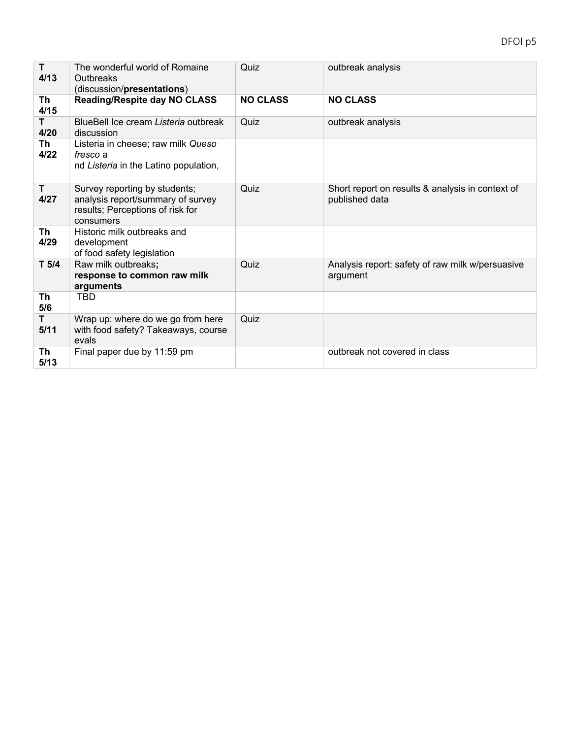| | | | |
|---|---|---|---|
| **T 4/13** | The wonderful world of Romaine Outbreaks (discussion/**presentations**) | Quiz | outbreak analysis |
| **Th 4/15** | **Reading/Respite day NO CLASS** | **NO CLASS** | **NO CLASS** |
| **T 4/20** | BlueBell Ice cream *Listeria* outbreak discussion | Quiz | outbreak analysis |
| **Th 4/22** | Listeria in cheese; raw milk *Queso fresco* a nd *Listeria* in the Latino population, | | |
| **T 4/27** | Survey reporting by students; analysis report/summary of survey results; Perceptions of risk for consumers | Quiz | Short report on results & analysis in context of published data |
| **Th 4/29** | Historic milk outbreaks and development of food safety legislation | | |
| **T 5/4** | Raw milk outbreaks**; response to common raw milk arguments** | Quiz | Analysis report: safety of raw milk w/persuasive argument |
| **Th 5/6** | TBD | | |
| **T 5/11** | Wrap up: where do we go from here with food safety? Takeaways, course evals | Quiz | |
| **Th 5/13** | Final paper due by 11:59 pm | | outbreak not covered in class |